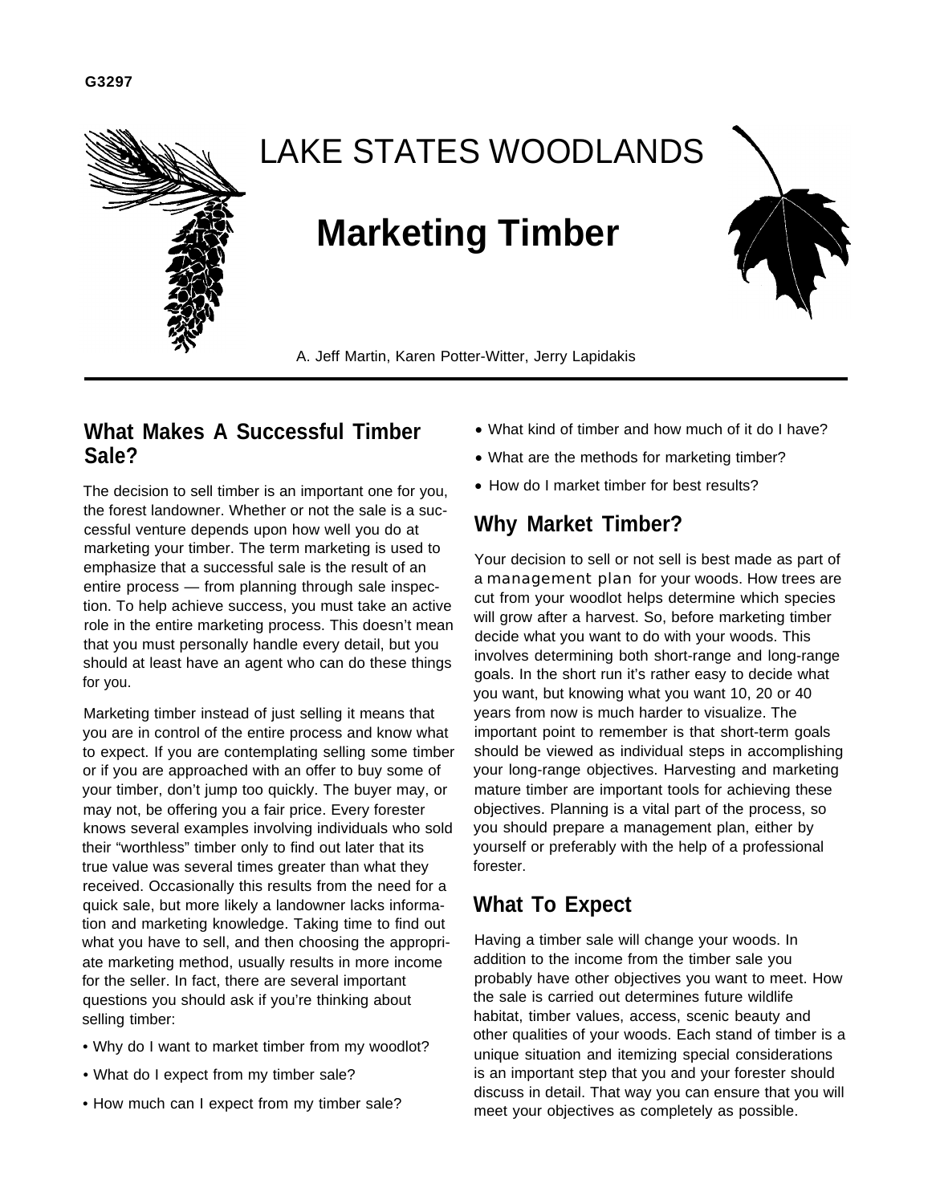G3297

# LAKE STATES WOODLANDS

# Marketing Timber

A. Jeff Martin, Karen Potter-Witter, Jerry Lapidakis

## What Makes A Successful Timber Sale?

The decision to sell timber is an important one for you, the forest landowner. Whether or not the sale is a successful venture depends upon how well you do at marketing your timber. The term marketing is used to emphasize that a successful sale is the result of an entire process — from planning through sale inspection. To help achieve success, you must take an active role in the entire marketing process. This doesn't mean that you must personally handle every detail, but you should at least have an agent who can do these things for you.

Marketing timber instead of just selling it means that you are in control of the entire process and know what to expect. If you are contemplating selling some timber or if you are approached with an offer to buy some of your timber, don't jump too quickly. The buyer may, or may not, be offering you a fair price. Every forester knows several examples involving individuals who sold their "worthless" timber only to find out later that its true value was several times greater than what they received. Occasionally this results from the need for a quick sale, but more likely a landowner lacks information and marketing knowledge. Taking time to find out what you have to sell, and then choosing the appropriate marketing method, usually results in more income for the seller. In fact, there are several important questions you should ask if you're thinking about selling timber:

- Why do I want to market timber from my woodlot?
- What do I expect from my timber sale?
- How much can I expect from my timber sale?
- What kind of timber and how much of it do I have?
- What are the methods for marketing timber?
- How do I market timber for best results?

## Why Market Timber?

Your decision to sell or not sell is best made as part of a management plan for your woods. How trees are cut from your woodlot helps determine which species will grow after a harvest. So, before marketing timber decide what you want to do with your woods. This involves determining both short-range and long-range goals. In the short run it's rather easy to decide what you want, but knowing what you want 10, 20 or 40 years from now is much harder to visualize. The important point to remember is that short-term goals should be viewed as individual steps in accomplishing your long-range objectives. Harvesting and marketing mature timber are important tools for achieving these objectives. Planning is a vital part of the process, so you should prepare a management plan, either by yourself or preferably with the help of a professional forester.

## What To Expect

Having a timber sale will change your woods. In addition to the income from the timber sale you probably have other objectives you want to meet. How the sale is carried out determines future wildlife habitat, timber values, access, scenic beauty and other qualities of your woods. Each stand of timber is a unique situation and itemizing special considerations is an important step that you and your forester should discuss in detail. That way you can ensure that you will meet your objectives as completely as possible.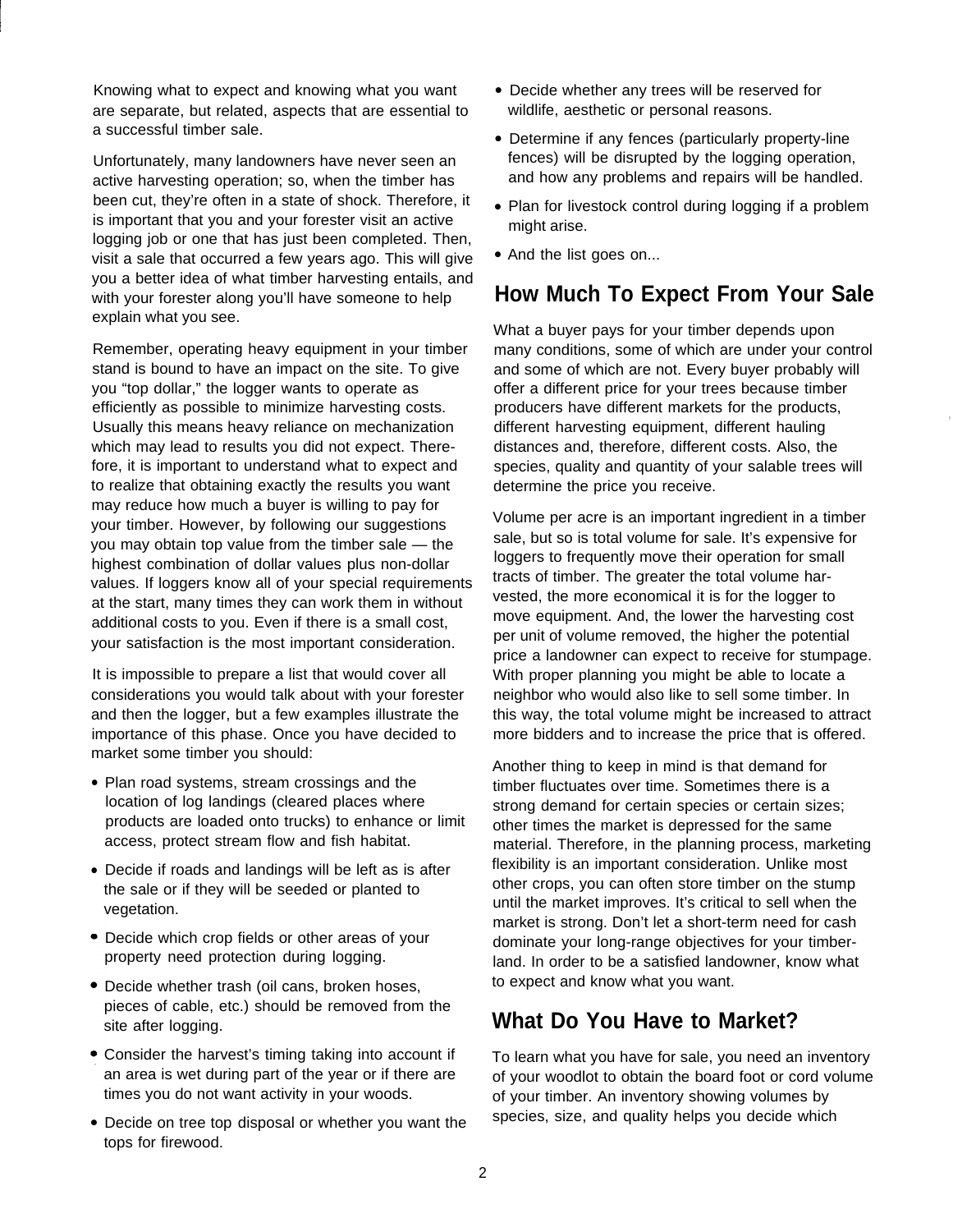Knowing what to expect and knowing what you want are separate, but related, aspects that are essential to a successful timber sale.

Unfortunately, many landowners have never seen an active harvesting operation; so, when the timber has been cut, they're often in a state of shock. Therefore, it is important that you and your forester visit an active logging job or one that has just been completed. Then, visit a sale that occurred a few years ago. This will give you a better idea of what timber harvesting entails, and with your forester along you'll have someone to help explain what you see.

Remember, operating heavy equipment in your timber stand is bound to have an impact on the site. To give you "top dollar," the logger wants to operate as efficiently as possible to minimize harvesting costs. Usually this means heavy reliance on mechanization which may lead to results you did not expect. Therefore, it is important to understand what to expect and to realize that obtaining exactly the results you want may reduce how much a buyer is willing to pay for your timber. However, by following our suggestions you may obtain top value from the timber sale — the highest combination of dollar values plus non-dollar values. If loggers know all of your special requirements at the start, many times they can work them in without additional costs to you. Even if there is a small cost, your satisfaction is the most important consideration.

It is impossible to prepare a list that would cover all considerations you would talk about with your forester and then the logger, but a few examples illustrate the importance of this phase. Once you have decided to market some timber you should:

- Plan road systems, stream crossings and the location of log landings (cleared places where products are loaded onto trucks) to enhance or limit access, protect stream flow and fish habitat.
- Decide if roads and landings will be left as is after the sale or if they will be seeded or planted to vegetation.
- Decide which crop fields or other areas of your property need protection during logging.
- Decide whether trash (oil cans, broken hoses, pieces of cable, etc.) should be removed from the site after logging.
- Consider the harvest's timing taking into account if an area is wet during part of the year or if there are times you do not want activity in your woods.
- Decide on tree top disposal or whether you want the tops for firewood.
- Decide whether any trees will be reserved for wildlife, aesthetic or personal reasons.
- Determine if any fences (particularly property-line fences) will be disrupted by the logging operation, and how any problems and repairs will be handled.
- Plan for livestock control during logging if a problem might arise.
- And the list goes on...

## How Much To Expect From Your Sale

What a buyer pays for your timber depends upon many conditions, some of which are under your control and some of which are not. Every buyer probably will offer a different price for your trees because timber producers have different markets for the products, different harvesting equipment, different hauling distances and, therefore, different costs. Also, the species, quality and quantity of your salable trees will determine the price you receive.

Volume per acre is an important ingredient in a timber sale, but so is total volume for sale. It's expensive for loggers to frequently move their operation for small tracts of timber. The greater the total volume harvested, the more economical it is for the logger to move equipment. And, the lower the harvesting cost per unit of volume removed, the higher the potential price a landowner can expect to receive for stumpage. With proper planning you might be able to locate a neighbor who would also like to sell some timber. In this way, the total volume might be increased to attract more bidders and to increase the price that is offered.

Another thing to keep in mind is that demand for timber fluctuates over time. Sometimes there is a strong demand for certain species or certain sizes; other times the market is depressed for the same material. Therefore, in the planning process, marketing flexibility is an important consideration. Unlike most other crops, you can often store timber on the stump until the market improves. It's critical to sell when the market is strong. Don't let a short-term need for cash dominate your long-range objectives for your timberland. In order to be a satisfied landowner, know what to expect and know what you want.

## What Do You Have to Market?

To learn what you have for sale, you need an inventory of your woodlot to obtain the board foot or cord volume of your timber. An inventory showing volumes by species, size, and quality helps you decide which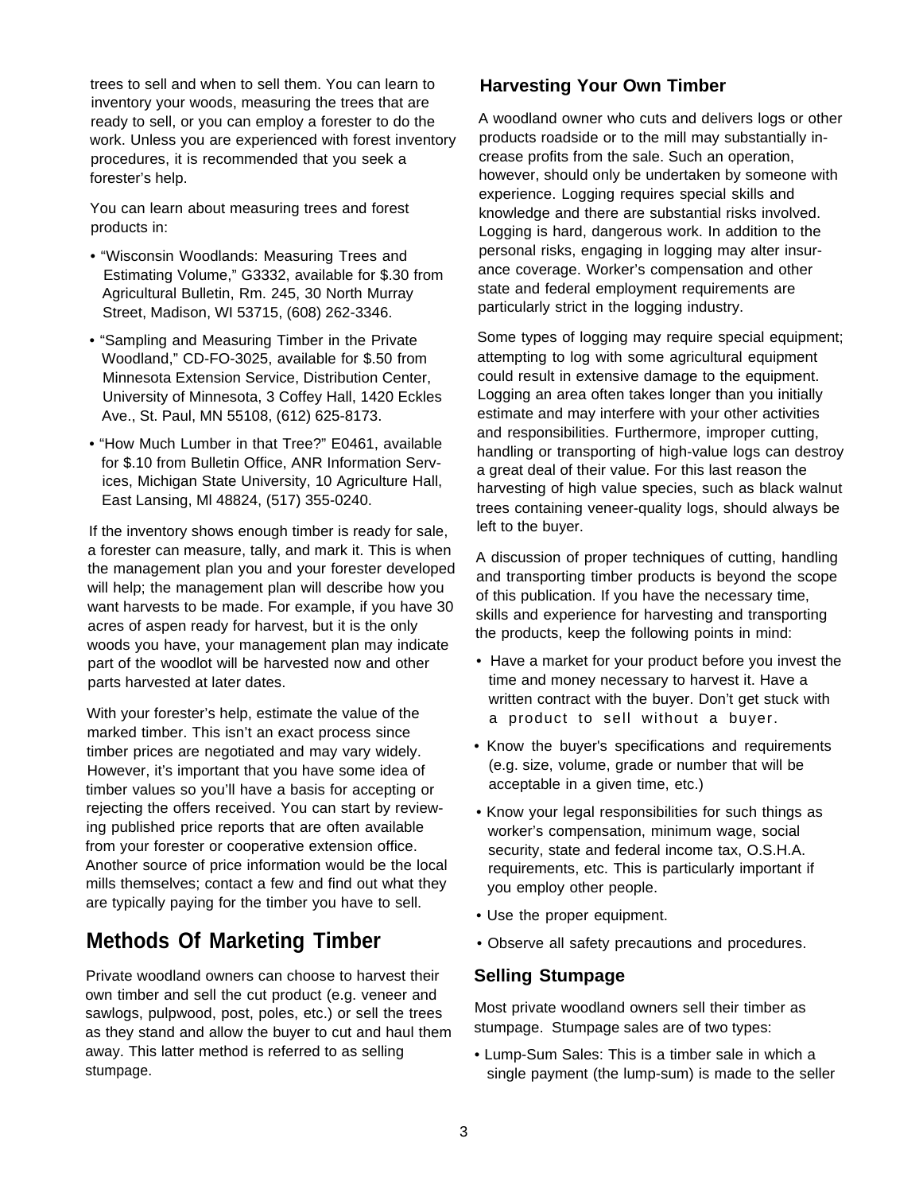trees to sell and when to sell them. You can learn to inventory your woods, measuring the trees that are ready to sell, or you can employ a forester to do the work. Unless you are experienced with forest inventory procedures, it is recommended that you seek a forester's help.

You can learn about measuring trees and forest products in:

- "Wisconsin Woodlands: Measuring Trees and Estimating Volume," G3332, available for $.30 from Agricultural Bulletin, Rm. 245, 30 North Murray Street, Madison, WI 53715, (608) 262-3346.
- "Sampling and Measuring Timber in the Private Woodland," CD-FO-3025, available for $.50 from Minnesota Extension Service, Distribution Center, University of Minnesota, 3 Coffey Hall, 1420 Eckles Ave., St. Paul, MN 55108, (612) 625-8173.
- "How Much Lumber in that Tree?" E0461, available for $.10 from Bulletin Office, ANR Information Services, Michigan State University, 10 Agriculture Hall, East Lansing, Ml 48824, (517) 355-0240.

If the inventory shows enough timber is ready for sale, a forester can measure, tally, and mark it. This is when the management plan you and your forester developed will help; the management plan will describe how you want harvests to be made. For example, if you have 30 acres of aspen ready for harvest, but it is the only woods you have, your management plan may indicate part of the woodlot will be harvested now and other parts harvested at later dates.

With your forester's help, estimate the value of the marked timber. This isn't an exact process since timber prices are negotiated and may vary widely. However, it's important that you have some idea of timber values so you'll have a basis for accepting or rejecting the offers received. You can start by reviewing published price reports that are often available from your forester or cooperative extension office. Another source of price information would be the local mills themselves; contact a few and find out what they are typically paying for the timber you have to sell.

## Methods Of Marketing Timber

Private woodland owners can choose to harvest their own timber and sell the cut product (e.g. veneer and sawlogs, pulpwood, post, poles, etc.) or sell the trees as they stand and allow the buyer to cut and haul them away. This latter method is referred to as selling stumpage.

### Harvesting Your Own Timber

A woodland owner who cuts and delivers logs or other products roadside or to the mill may substantially increase profits from the sale. Such an operation, however, should only be undertaken by someone with experience. Logging requires special skills and knowledge and there are substantial risks involved. Logging is hard, dangerous work. In addition to the personal risks, engaging in logging may alter insurance coverage. Worker's compensation and other state and federal employment requirements are particularly strict in the logging industry.

Some types of logging may require special equipment; attempting to log with some agricultural equipment could result in extensive damage to the equipment. Logging an area often takes longer than you initially estimate and may interfere with your other activities and responsibilities. Furthermore, improper cutting, handling or transporting of high-value logs can destroy a great deal of their value. For this last reason the harvesting of high value species, such as black walnut trees containing veneer-quality logs, should always be left to the buyer.

A discussion of proper techniques of cutting, handling and transporting timber products is beyond the scope of this publication. If you have the necessary time, skills and experience for harvesting and transporting the products, keep the following points in mind:

- Have a market for your product before you invest the time and money necessary to harvest it. Have a written contract with the buyer. Don't get stuck with a product to sell without a buyer.
- Know the buyer's specifications and requirements (e.g. size, volume, grade or number that will be acceptable in a given time, etc.)
- Know your legal responsibilities for such things as worker's compensation, minimum wage, social security, state and federal income tax, O.S.H.A. requirements, etc. This is particularly important if you employ other people.
- Use the proper equipment.
- Observe all safety precautions and procedures.

### Selling Stumpage

Most private woodland owners sell their timber as stumpage. Stumpage sales are of two types:

- Lump-Sum Sales: This is a timber sale in which a single payment (the lump-sum) is made to the seller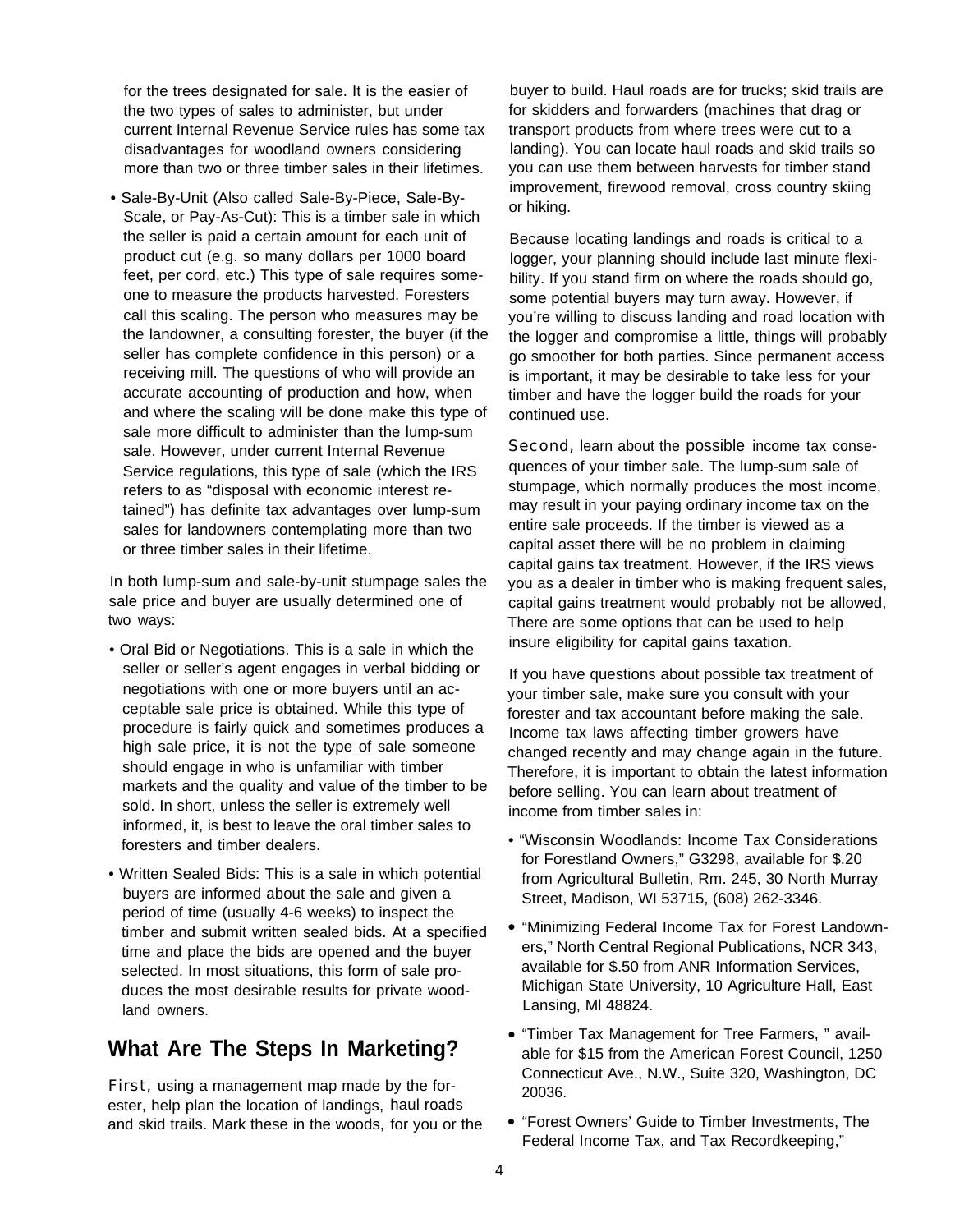for the trees designated for sale. It is the easier of the two types of sales to administer, but under current Internal Revenue Service rules has some tax disadvantages for woodland owners considering more than two or three timber sales in their lifetimes.

- Sale-By-Unit (Also called Sale-By-Piece, Sale-By-Scale, or Pay-As-Cut): This is a timber sale in which the seller is paid a certain amount for each unit of product cut (e.g. so many dollars per 1000 board feet, per cord, etc.) This type of sale requires someone to measure the products harvested. Foresters call this scaling. The person who measures may be the landowner, a consulting forester, the buyer (if the seller has complete confidence in this person) or a receiving mill. The questions of who will provide an accurate accounting of production and how, when and where the scaling will be done make this type of sale more difficult to administer than the lump-sum sale. However, under current Internal Revenue Service regulations, this type of sale (which the IRS refers to as "disposal with economic interest retained") has definite tax advantages over lump-sum sales for landowners contemplating more than two or three timber sales in their lifetime.

In both lump-sum and sale-by-unit stumpage sales the sale price and buyer are usually determined one of two ways:

- Oral Bid or Negotiations. This is a sale in which the seller or seller's agent engages in verbal bidding or negotiations with one or more buyers until an acceptable sale price is obtained. While this type of procedure is fairly quick and sometimes produces a high sale price, it is not the type of sale someone should engage in who is unfamiliar with timber markets and the quality and value of the timber to be sold. In short, unless the seller is extremely well informed, it, is best to leave the oral timber sales to foresters and timber dealers.
- Written Sealed Bids: This is a sale in which potential buyers are informed about the sale and given a period of time (usually 4-6 weeks) to inspect the timber and submit written sealed bids. At a specified time and place the bids are opened and the buyer selected. In most situations, this form of sale produces the most desirable results for private woodland owners.

## What Are The Steps In Marketing?

First, using a management map made by the forester, help plan the location of landings, haul roads and skid trails. Mark these in the woods, for you or the buyer to build. Haul roads are for trucks; skid trails are for skidders and forwarders (machines that drag or transport products from where trees were cut to a landing). You can locate haul roads and skid trails so you can use them between harvests for timber stand improvement, firewood removal, cross country skiing or hiking.

Because locating landings and roads is critical to a logger, your planning should include last minute flexibility. If you stand firm on where the roads should go, some potential buyers may turn away. However, if you're willing to discuss landing and road location with the logger and compromise a little, things will probably go smoother for both parties. Since permanent access is important, it may be desirable to take less for your timber and have the logger build the roads for your continued use.

Second, learn about the possible income tax consequences of your timber sale. The lump-sum sale of stumpage, which normally produces the most income, may result in your paying ordinary income tax on the entire sale proceeds. If the timber is viewed as a capital asset there will be no problem in claiming capital gains tax treatment. However, if the IRS views you as a dealer in timber who is making frequent sales, capital gains treatment would probably not be allowed, There are some options that can be used to help insure eligibility for capital gains taxation.

If you have questions about possible tax treatment of your timber sale, make sure you consult with your forester and tax accountant before making the sale. Income tax laws affecting timber growers have changed recently and may change again in the future. Therefore, it is important to obtain the latest information before selling. You can learn about treatment of income from timber sales in:

- "Wisconsin Woodlands: Income Tax Considerations for Forestland Owners," G3298, available for $.20 from Agricultural Bulletin, Rm. 245, 30 North Murray Street, Madison, WI 53715, (608) 262-3346.
- "Minimizing Federal Income Tax for Forest Landowners," North Central Regional Publications, NCR 343, available for $.50 from ANR Information Services, Michigan State University, 10 Agriculture Hall, East Lansing, Ml 48824.
- "Timber Tax Management for Tree Farmers, " available for $15 from the American Forest Council, 1250 Connecticut Ave., N.W., Suite 320, Washington, DC 20036.
- "Forest Owners' Guide to Timber Investments, The Federal Income Tax, and Tax Recordkeeping,"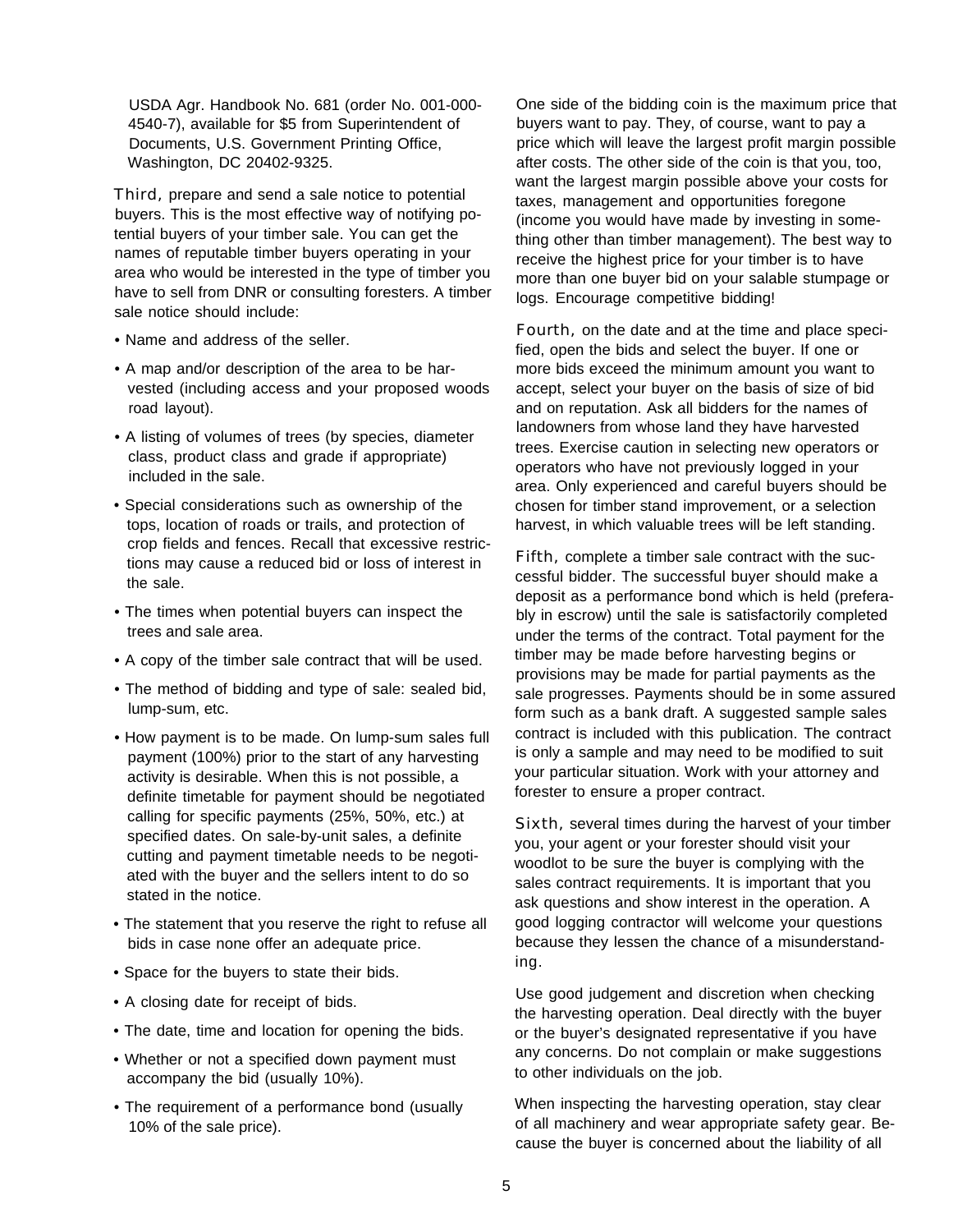USDA Agr. Handbook No. 681 (order No. 001-000-4540-7), available for $5 from Superintendent of Documents, U.S. Government Printing Office, Washington, DC 20402-9325.

*Third,* prepare and send a sale notice to potential buyers. This is the most effective way of notifying potential buyers of your timber sale. You can get the names of reputable timber buyers operating in your area who would be interested in the type of timber you have to sell from DNR or consulting foresters. A timber sale notice should include:

- Name and address of the seller.
- A map and/or description of the area to be harvested (including access and your proposed woods road layout).
- A listing of volumes of trees (by species, diameter class, product class and grade if appropriate) included in the sale.
- Special considerations such as ownership of the tops, location of roads or trails, and protection of crop fields and fences. Recall that excessive restrictions may cause a reduced bid or loss of interest in the sale.
- The times when potential buyers can inspect the trees and sale area.
- A copy of the timber sale contract that will be used.
- The method of bidding and type of sale: sealed bid, lump-sum, etc.
- How payment is to be made. On lump-sum sales full payment (100%) prior to the start of any harvesting activity is desirable. When this is not possible, a definite timetable for payment should be negotiated calling for specific payments (25%, 50%, etc.) at specified dates. On sale-by-unit sales, a definite cutting and payment timetable needs to be negotiated with the buyer and the sellers intent to do so stated in the notice.
- The statement that you reserve the right to refuse all bids in case none offer an adequate price.
- Space for the buyers to state their bids.
- A closing date for receipt of bids.
- The date, time and location for opening the bids.
- Whether or not a specified down payment must accompany the bid (usually 10%).
- The requirement of a performance bond (usually 10% of the sale price).

One side of the bidding coin is the maximum price that buyers want to pay. They, of course, want to pay a price which will leave the largest profit margin possible after costs. The other side of the coin is that you, too, want the largest margin possible above your costs for taxes, management and opportunities foregone (income you would have made by investing in something other than timber management). The best way to receive the highest price for your timber is to have more than one buyer bid on your salable stumpage or logs. Encourage competitive bidding!

*Fourth,* on the date and at the time and place specified, open the bids and select the buyer. If one or more bids exceed the minimum amount you want to accept, select your buyer on the basis of size of bid and on reputation. Ask all bidders for the names of landowners from whose land they have harvested trees. Exercise caution in selecting new operators or operators who have not previously logged in your area. Only experienced and careful buyers should be chosen for timber stand improvement, or a selection harvest, in which valuable trees will be left standing.

*Fifth,* complete a timber sale contract with the successful bidder. The successful buyer should make a deposit as a performance bond which is held (preferably in escrow) until the sale is satisfactorily completed under the terms of the contract. Total payment for the timber may be made before harvesting begins or provisions may be made for partial payments as the sale progresses. Payments should be in some assured form such as a bank draft. A suggested sample sales contract is included with this publication. The contract is only a sample and may need to be modified to suit your particular situation. Work with your attorney and forester to ensure a proper contract.

*Sixth,* several times during the harvest of your timber you, your agent or your forester should visit your woodlot to be sure the buyer is complying with the sales contract requirements. It is important that you ask questions and show interest in the operation. A good logging contractor will welcome your questions because they lessen the chance of a misunderstanding.

Use good judgement and discretion when checking the harvesting operation. Deal directly with the buyer or the buyer's designated representative if you have any concerns. Do not complain or make suggestions to other individuals on the job.

When inspecting the harvesting operation, stay clear of all machinery and wear appropriate safety gear. Because the buyer is concerned about the liability of all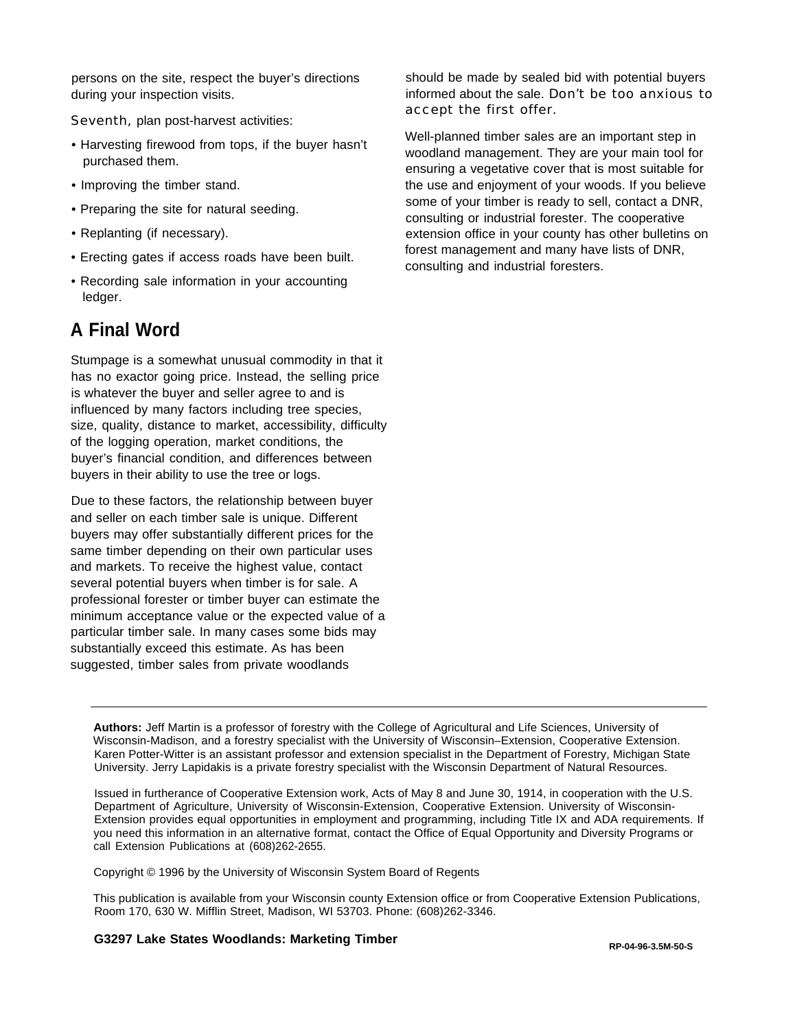persons on the site, respect the buyer's directions during your inspection visits.

*Seventh,* plan post-harvest activities:

- Harvesting firewood from tops, if the buyer hasn't purchased them.
- Improving the timber stand.
- Preparing the site for natural seeding.
- Replanting (if necessary).
- Erecting gates if access roads have been built.
- Recording sale information in your accounting ledger.

## A Final Word

Stumpage is a somewhat unusual commodity in that it has no exactor going price. Instead, the selling price is whatever the buyer and seller agree to and is influenced by many factors including tree species, size, quality, distance to market, accessibility, difficulty of the logging operation, market conditions, the buyer's financial condition, and differences between buyers in their ability to use the tree or logs.

Due to these factors, the relationship between buyer and seller on each timber sale is unique. Different buyers may offer substantially different prices for the same timber depending on their own particular uses and markets. To receive the highest value, contact several potential buyers when timber is for sale. A professional forester or timber buyer can estimate the minimum acceptance value or the expected value of a particular timber sale. In many cases some bids may substantially exceed this estimate. As has been suggested, timber sales from private woodlands should be made by sealed bid with potential buyers informed about the sale. *Don't be too anxious to accept the first offer.*

Well-planned timber sales are an important step in woodland management. They are your main tool for ensuring a vegetative cover that is most suitable for the use and enjoyment of your woods. If you believe some of your timber is ready to sell, contact a DNR, consulting or industrial forester. The cooperative extension office in your county has other bulletins on forest management and many have lists of DNR, consulting and industrial foresters.

---

**Authors:** Jeff Martin is a professor of forestry with the College of Agricultural and Life Sciences, University of Wisconsin-Madison, and a forestry specialist with the University of Wisconsin–Extension, Cooperative Extension. Karen Potter-Witter is an assistant professor and extension specialist in the Department of Forestry, Michigan State University. Jerry Lapidakis is a private forestry specialist with the Wisconsin Department of Natural Resources.

Issued in furtherance of Cooperative Extension work, Acts of May 8 and June 30, 1914, in cooperation with the U.S. Department of Agriculture, University of Wisconsin-Extension, Cooperative Extension. University of Wisconsin-Extension provides equal opportunities in employment and programming, including Title IX and ADA requirements. If you need this information in an alternative format, contact the Office of Equal Opportunity and Diversity Programs or call Extension Publications at (608)262-2655.

Copyright © 1996 by the University of Wisconsin System Board of Regents

This publication is available from your Wisconsin county Extension office or from Cooperative Extension Publications, Room 170, 630 W. Mifflin Street, Madison, WI 53703. Phone: (608)262-3346.

**G3297 Lake States Woodlands: Marketing Timber** **RP-04-96-3.5M-50-S**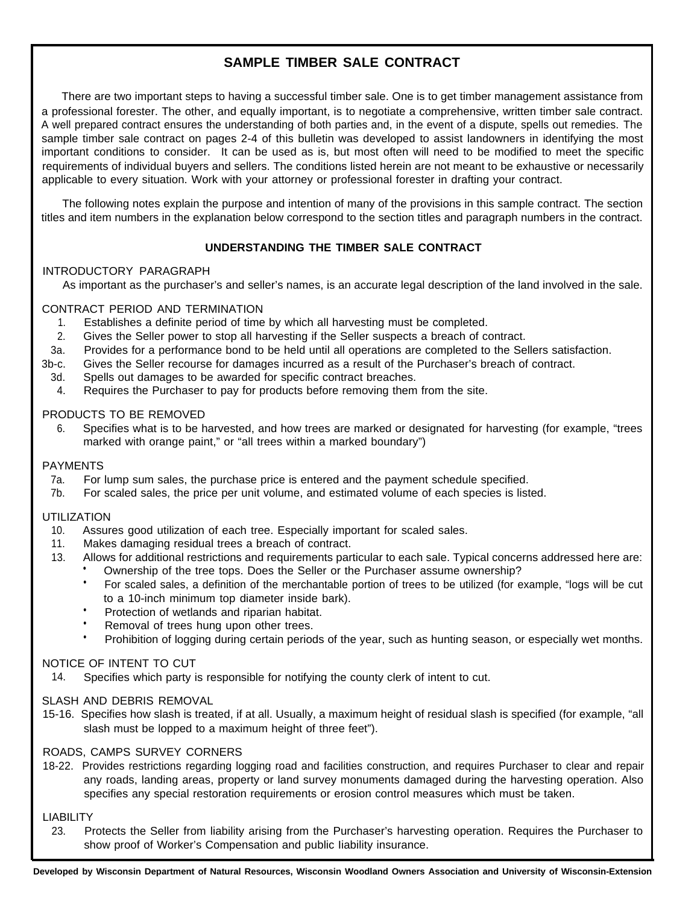## SAMPLE TIMBER SALE CONTRACT

There are two important steps to having a successful timber sale. One is to get timber management assistance from a professional forester. The other, and equally important, is to negotiate a comprehensive, written timber sale contract. A well prepared contract ensures the understanding of both parties and, in the event of a dispute, spells out remedies. The sample timber sale contract on pages 2-4 of this bulletin was developed to assist landowners in identifying the most important conditions to consider. It can be used as is, but most often will need to be modified to meet the specific requirements of individual buyers and sellers. The conditions listed herein are not meant to be exhaustive or necessarily applicable to every situation. Work with your attorney or professional forester in drafting your contract.

The following notes explain the purpose and intention of many of the provisions in this sample contract. The section titles and item numbers in the explanation below correspond to the section titles and paragraph numbers in the contract.

### UNDERSTANDING THE TIMBER SALE CONTRACT

INTRODUCTORY PARAGRAPH

As important as the purchaser's and seller's names, is an accurate legal description of the land involved in the sale.

CONTRACT PERIOD AND TERMINATION

1. Establishes a definite period of time by which all harvesting must be completed.
2. Gives the Seller power to stop all harvesting if the Seller suspects a breach of contract.

3a. Provides for a performance bond to be held until all operations are completed to the Sellers satisfaction.

3b-c. Gives the Seller recourse for damages incurred as a result of the Purchaser's breach of contract.

3d. Spells out damages to be awarded for specific contract breaches.

4. Requires the Purchaser to pay for products before removing them from the site.

PRODUCTS TO BE REMOVED

6. Specifies what is to be harvested, and how trees are marked or designated for harvesting (for example, "trees marked with orange paint," or "all trees within a marked boundary")

PAYMENTS

7a. For lump sum sales, the purchase price is entered and the payment schedule specified.

7b. For scaled sales, the price per unit volume, and estimated volume of each species is listed.

UTILIZATION

10. Assures good utilization of each tree. Especially important for scaled sales.
11. Makes damaging residual trees a breach of contract.
13. Allows for additional restrictions and requirements particular to each sale. Typical concerns addressed here are:
    - Ownership of the tree tops. Does the Seller or the Purchaser assume ownership?
    - For scaled sales, a definition of the merchantable portion of trees to be utilized (for example, "logs will be cut to a 10-inch minimum top diameter inside bark).
    - Protection of wetlands and riparian habitat.
    - Removal of trees hung upon other trees.
    - Prohibition of logging during certain periods of the year, such as hunting season, or especially wet months.

NOTICE OF INTENT TO CUT

14. Specifies which party is responsible for notifying the county clerk of intent to cut.

SLASH AND DEBRIS REMOVAL

15-16. Specifies how slash is treated, if at all. Usually, a maximum height of residual slash is specified (for example, "all slash must be lopped to a maximum height of three feet").

ROADS, CAMPS SURVEY CORNERS

18-22. Provides restrictions regarding logging road and facilities construction, and requires Purchaser to clear and repair any roads, landing areas, property or land survey monuments damaged during the harvesting operation. Also specifies any special restoration requirements or erosion control measures which must be taken.

LIABILITY

23. Protects the Seller from liability arising from the Purchaser's harvesting operation. Requires the Purchaser to show proof of Worker's Compensation and public liability insurance.

**Developed by Wisconsin Department of Natural Resources, Wisconsin Woodland Owners Association and University of Wisconsin-Extension**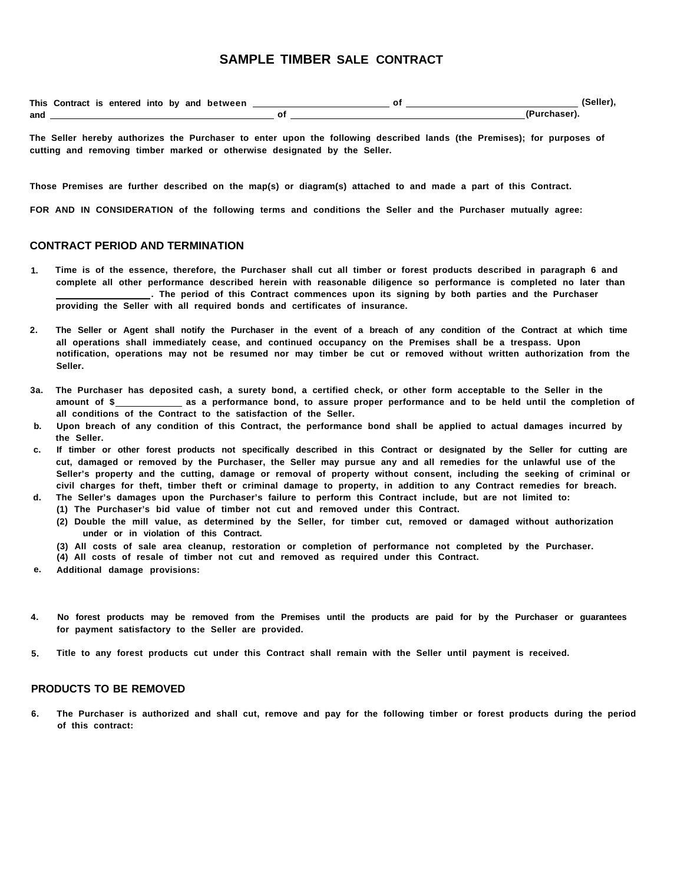# SAMPLE TIMBER SALE CONTRACT

**This Contract is entered into by and between \_\_\_\_\_\_\_\_\_\_\_\_\_\_\_\_\_\_\_\_\_\_\_\_\_\_ of \_\_\_\_\_\_\_\_\_\_\_\_\_\_\_\_\_\_\_\_\_\_\_\_\_\_\_\_\_\_\_\_\_\_ (Seller), and \_\_\_\_\_\_\_\_\_\_\_\_\_\_\_\_\_\_\_\_\_\_\_\_\_\_\_\_\_\_\_\_\_\_\_\_\_\_\_\_\_\_\_\_\_ of \_\_\_\_\_\_\_\_\_\_\_\_\_\_\_\_\_\_\_\_\_\_\_\_\_\_\_\_\_\_\_\_\_\_\_\_\_\_\_\_\_\_\_\_\_\_(Purchaser).**

**The Seller hereby authorizes the Purchaser to enter upon the following described lands (the Premises); for purposes of cutting and removing timber marked or otherwise designated by the Seller.**

**Those Premises are further described on the map(s) or diagram(s) attached to and made a part of this Contract.**

**FOR AND IN CONSIDERATION of the following terms and conditions the Seller and the Purchaser mutually agree:**

## CONTRACT PERIOD AND TERMINATION

1. **Time is of the essence, therefore, the Purchaser shall cut all timber or forest products described in paragraph 6 and complete all other performance described herein with reasonable diligence so performance is completed no later than \_\_\_\_\_\_\_\_\_\_\_\_\_\_\_\_\_\_\_\_. The period of this Contract commences upon its signing by both parties and the Purchaser providing the Seller with all required bonds and certificates of insurance.**

2. **The Seller or Agent shall notify the Purchaser in the event of a breach of any condition of the Contract at which time all operations shall immediately cease, and continued occupancy on the Premises shall be a trespass. Upon notification, operations may not be resumed nor may timber be cut or removed without written authorization from the Seller.**

**3a.** **The Purchaser has deposited cash, a surety bond, a certified check, or other form acceptable to the Seller in the amount of $\_\_\_\_\_\_\_\_\_\_\_\_\_\_ as a performance bond, to assure proper performance and to be held until the completion of all conditions of the Contract to the satisfaction of the Seller.**

**b.** **Upon breach of any condition of this Contract, the performance bond shall be applied to actual damages incurred by the Seller.**

**c.** **If timber or other forest products not specifically described in this Contract or designated by the Seller for cutting are cut, damaged or removed by the Purchaser, the Seller may pursue any and all remedies for the unlawful use of the Seller's property and the cutting, damage or removal of property without consent, including the seeking of criminal or civil charges for theft, timber theft or criminal damage to property, in addition to any Contract remedies for breach.**

**d.** **The Seller's damages upon the Purchaser's failure to perform this Contract include, but are not limited to:**

- **(1) The Purchaser's bid value of timber not cut and removed under this Contract.**
- **(2) Double the mill value, as determined by the Seller, for timber cut, removed or damaged without authorization under or in violation of this Contract.**
- **(3) All costs of sale area cleanup, restoration or completion of performance not completed by the Purchaser.**
- **(4) All costs of resale of timber not cut and removed as required under this Contract.**

**e.** **Additional damage provisions:**

4. **No forest products may be removed from the Premises until the products are paid for by the Purchaser or guarantees for payment satisfactory to the Seller are provided.**

5. **Title to any forest products cut under this Contract shall remain with the Seller until payment is received.**

## PRODUCTS TO BE REMOVED

6. **The Purchaser is authorized and shall cut, remove and pay for the following timber or forest products during the period of this contract:**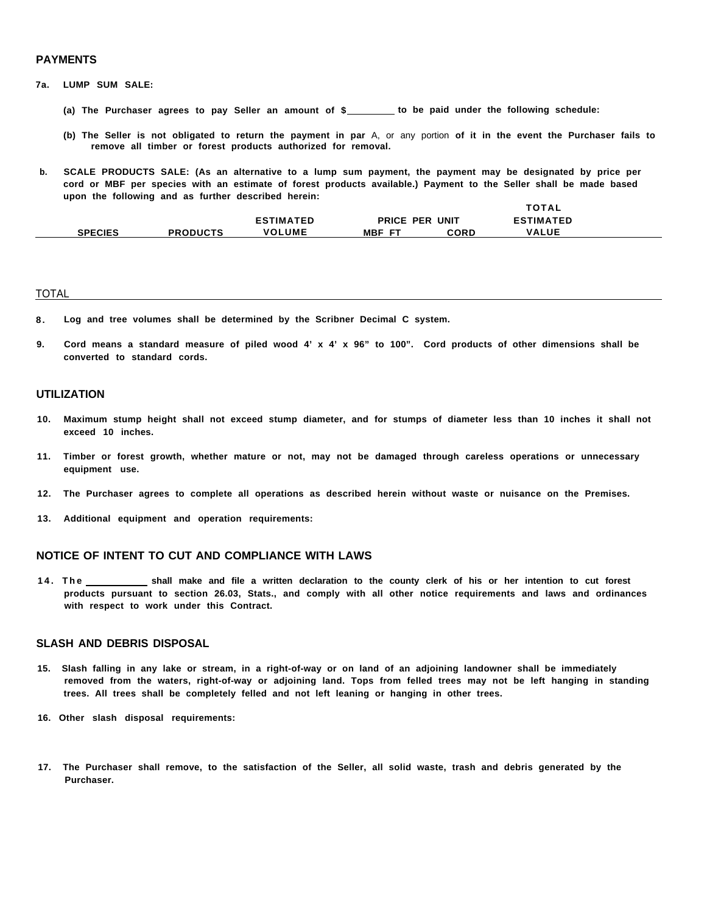## PAYMENTS

**7a. LUMP SUM SALE:**

**(a) The Purchaser agrees to pay Seller an amount of $\_\_\_\_\_\_\_\_\_ to be paid under the following schedule:**

**(b) The Seller is not obligated to return the payment in par** A, or any portion **of it in the event the Purchaser fails to remove all timber or forest products authorized for removal.**

**b. SCALE PRODUCTS SALE: (As an alternative to a lump sum payment, the payment may be designated by price per cord or MBF per species with an estimate of forest products available.) Payment to the Seller shall be made based upon the following and as further described herein:**

| SPECIES | PRODUCTS | ESTIMATED VOLUME | PRICE PER UNIT MBF FT | PRICE PER UNIT CORD | TOTAL ESTIMATED VALUE |
|---|---|---|---|---|---|
| | | | | | |
| TOTAL | | | | | |

**8. Log and tree volumes shall be determined by the Scribner Decimal C system.**

**9. Cord means a standard measure of piled wood 4' x 4' x 96" to 100". Cord products of other dimensions shall be converted to standard cords.**

## UTILIZATION

**10. Maximum stump height shall not exceed stump diameter, and for stumps of diameter less than 10 inches it shall not exceed 10 inches.**

**11. Timber or forest growth, whether mature or not, may not be damaged through careless operations or unnecessary equipment use.**

**12. The Purchaser agrees to complete all operations as described herein without waste or nuisance on the Premises.**

**13. Additional equipment and operation requirements:**

## NOTICE OF INTENT TO CUT AND COMPLIANCE WITH LAWS

**14. The \_\_\_\_\_\_\_\_\_\_\_ shall make and file a written declaration to the county clerk of his or her intention to cut forest products pursuant to section 26.03, Stats., and comply with all other notice requirements and laws and ordinances with respect to work under this Contract.**

## SLASH AND DEBRIS DISPOSAL

**15. Slash falling in any lake or stream, in a right-of-way or on land of an adjoining landowner shall be immediately removed from the waters, right-of-way or adjoining land. Tops from felled trees may not be left hanging in standing trees. All trees shall be completely felled and not left leaning or hanging in other trees.**

**16. Other slash disposal requirements:**

**17. The Purchaser shall remove, to the satisfaction of the Seller, all solid waste, trash and debris generated by the Purchaser.**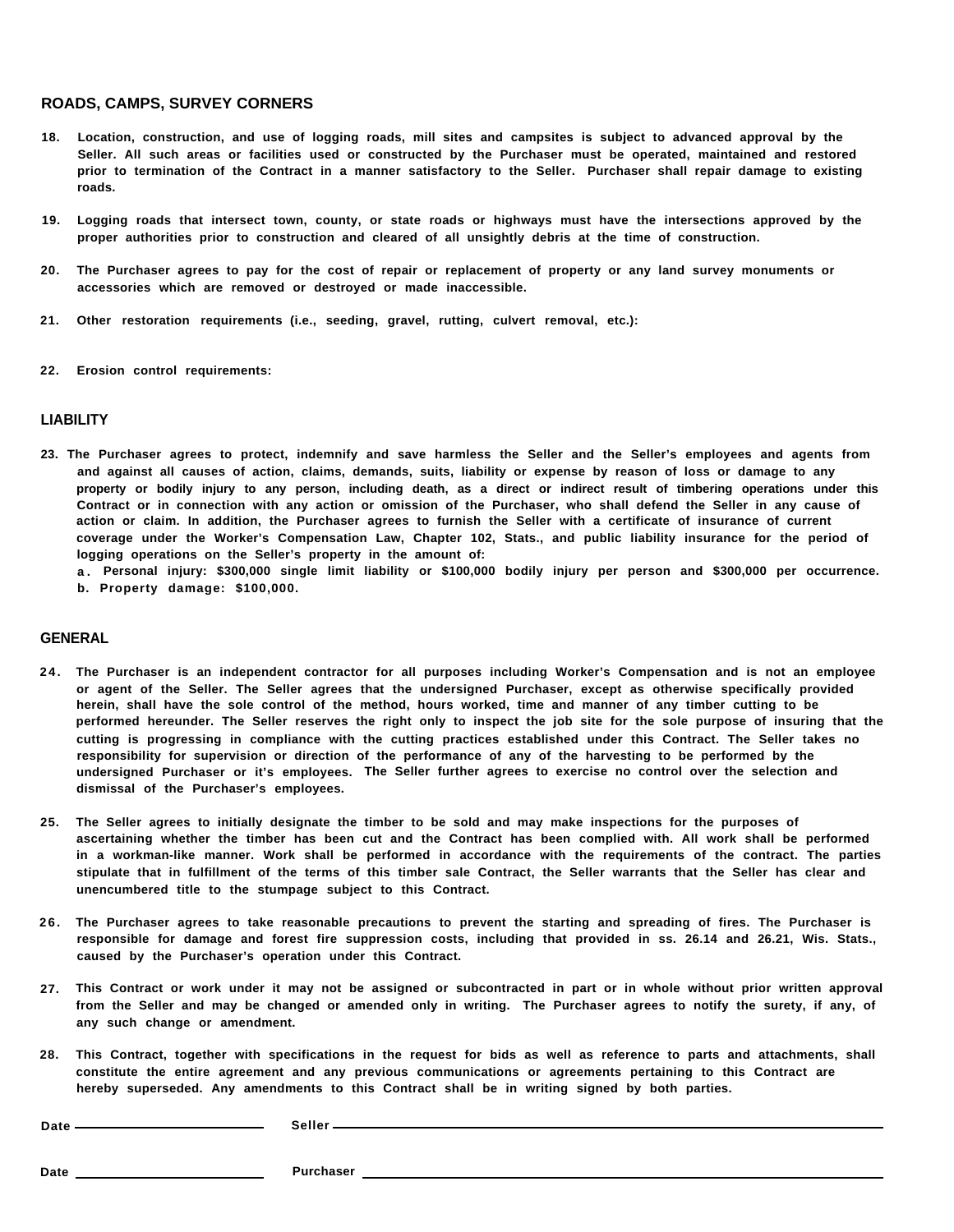## ROADS, CAMPS, SURVEY CORNERS

**18. Location, construction, and use of logging roads, mill sites and campsites is subject to advanced approval by the Seller. All such areas or facilities used or constructed by the Purchaser must be operated, maintained and restored prior to termination of the Contract in a manner satisfactory to the Seller. Purchaser shall repair damage to existing roads.**

**19. Logging roads that intersect town, county, or state roads or highways must have the intersections approved by the proper authorities prior to construction and cleared of all unsightly debris at the time of construction.**

**20. The Purchaser agrees to pay for the cost of repair or replacement of property or any land survey monuments or accessories which are removed or destroyed or made inaccessible.**

**21. Other restoration requirements (i.e., seeding, gravel, rutting, culvert removal, etc.):**

**22. Erosion control requirements:**

## LIABILITY

**23. The Purchaser agrees to protect, indemnify and save harmless the Seller and the Seller's employees and agents from and against all causes of action, claims, demands, suits, liability or expense by reason of loss or damage to any property or bodily injury to any person, including death, as a direct or indirect result of timbering operations under this Contract or in connection with any action or omission of the Purchaser, who shall defend the Seller in any cause of action or claim. In addition, the Purchaser agrees to furnish the Seller with a certificate of insurance of current coverage under the Worker's Compensation Law, Chapter 102, Stats., and public liability insurance for the period of logging operations on the Seller's property in the amount of:**

**a. Personal injury: $300,000 single limit liability or $100,000 bodily injury per person and $300,000 per occurrence.**
**b. Property damage: $100,000.**

## GENERAL

**24. The Purchaser is an independent contractor for all purposes including Worker's Compensation and is not an employee or agent of the Seller. The Seller agrees that the undersigned Purchaser, except as otherwise specifically provided herein, shall have the sole control of the method, hours worked, time and manner of any timber cutting to be performed hereunder. The Seller reserves the right only to inspect the job site for the sole purpose of insuring that the cutting is progressing in compliance with the cutting practices established under this Contract. The Seller takes no responsibility for supervision or direction of the performance of any of the harvesting to be performed by the undersigned Purchaser or it's employees. The Seller further agrees to exercise no control over the selection and dismissal of the Purchaser's employees.**

**25. The Seller agrees to initially designate the timber to be sold and may make inspections for the purposes of ascertaining whether the timber has been cut and the Contract has been complied with. All work shall be performed in a workman-like manner. Work shall be performed in accordance with the requirements of the contract. The parties stipulate that in fulfillment of the terms of this timber sale Contract, the Seller warrants that the Seller has clear and unencumbered title to the stumpage subject to this Contract.**

**26. The Purchaser agrees to take reasonable precautions to prevent the starting and spreading of fires. The Purchaser is responsible for damage and forest fire suppression costs, including that provided in ss. 26.14 and 26.21, Wis. Stats., caused by the Purchaser's operation under this Contract.**

**27. This Contract or work under it may not be assigned or subcontracted in part or in whole without prior written approval from the Seller and may be changed or amended only in writing. The Purchaser agrees to notify the surety, if any, of any such change or amendment.**

**28. This Contract, together with specifications in the request for bids as well as reference to parts and attachments, shall constitute the entire agreement and any previous communications or agreements pertaining to this Contract are hereby superseded. Any amendments to this Contract shall be in writing signed by both parties.**

**Date** ______________________ **Seller** ______________________________________________

**Date** ______________________ **Purchaser** ___________________________________________